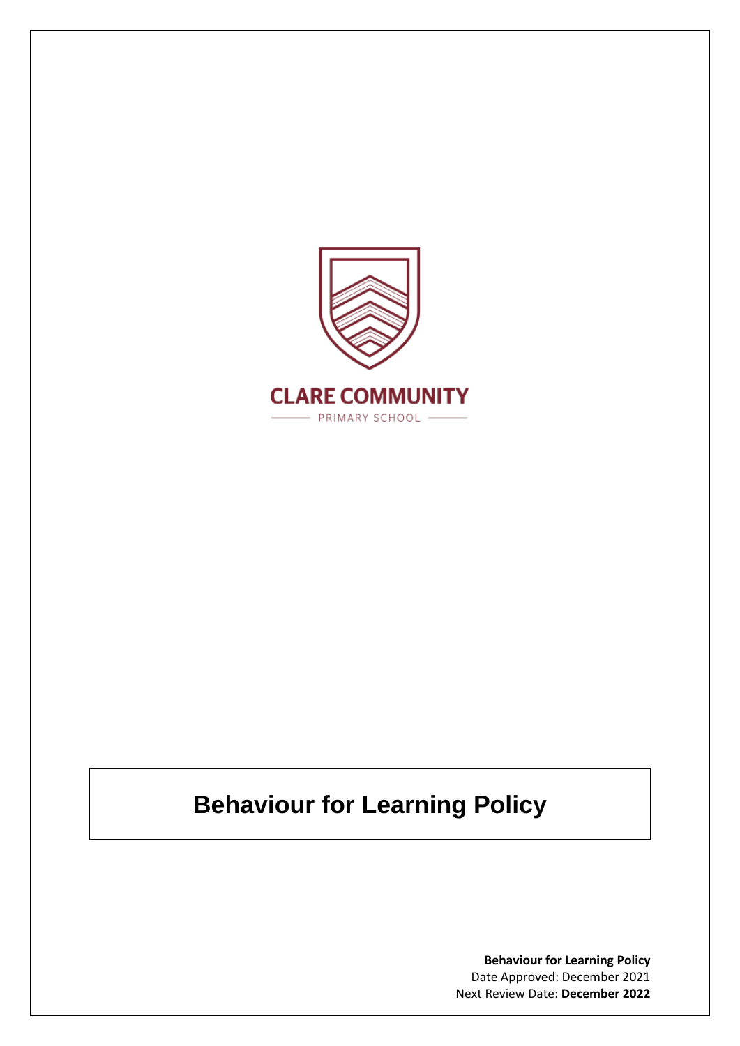CLARE COMMUNITY

PRIMARY SCHOOL

# Behaviour for Learning Policy

**Behaviour for Learning Policy**
Date Approved: December 2021
Next Review Date: **December 2022**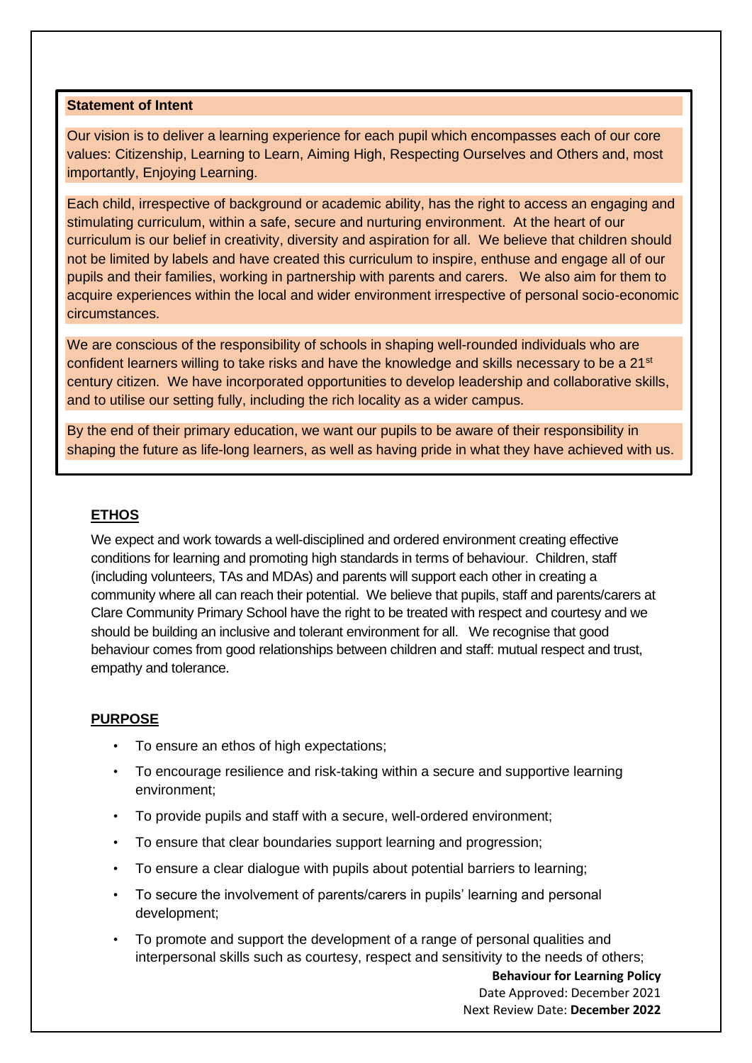**Statement of Intent**

Our vision is to deliver a learning experience for each pupil which encompasses each of our core values: Citizenship, Learning to Learn, Aiming High, Respecting Ourselves and Others and, most importantly, Enjoying Learning.

Each child, irrespective of background or academic ability, has the right to access an engaging and stimulating curriculum, within a safe, secure and nurturing environment. At the heart of our curriculum is our belief in creativity, diversity and aspiration for all. We believe that children should not be limited by labels and have created this curriculum to inspire, enthuse and engage all of our pupils and their families, working in partnership with parents and carers. We also aim for them to acquire experiences within the local and wider environment irrespective of personal socio-economic circumstances.

We are conscious of the responsibility of schools in shaping well-rounded individuals who are confident learners willing to take risks and have the knowledge and skills necessary to be a 21st century citizen. We have incorporated opportunities to develop leadership and collaborative skills, and to utilise our setting fully, including the rich locality as a wider campus.

By the end of their primary education, we want our pupils to be aware of their responsibility in shaping the future as life-long learners, as well as having pride in what they have achieved with us.

## ETHOS

We expect and work towards a well-disciplined and ordered environment creating effective conditions for learning and promoting high standards in terms of behaviour. Children, staff (including volunteers, TAs and MDAs) and parents will support each other in creating a community where all can reach their potential. We believe that pupils, staff and parents/carers at Clare Community Primary School have the right to be treated with respect and courtesy and we should be building an inclusive and tolerant environment for all. We recognise that good behaviour comes from good relationships between children and staff: mutual respect and trust, empathy and tolerance.

## PURPOSE

- To ensure an ethos of high expectations;
- To encourage resilience and risk-taking within a secure and supportive learning environment;
- To provide pupils and staff with a secure, well-ordered environment;
- To ensure that clear boundaries support learning and progression;
- To ensure a clear dialogue with pupils about potential barriers to learning;
- To secure the involvement of parents/carers in pupils' learning and personal development;
- To promote and support the development of a range of personal qualities and interpersonal skills such as courtesy, respect and sensitivity to the needs of others;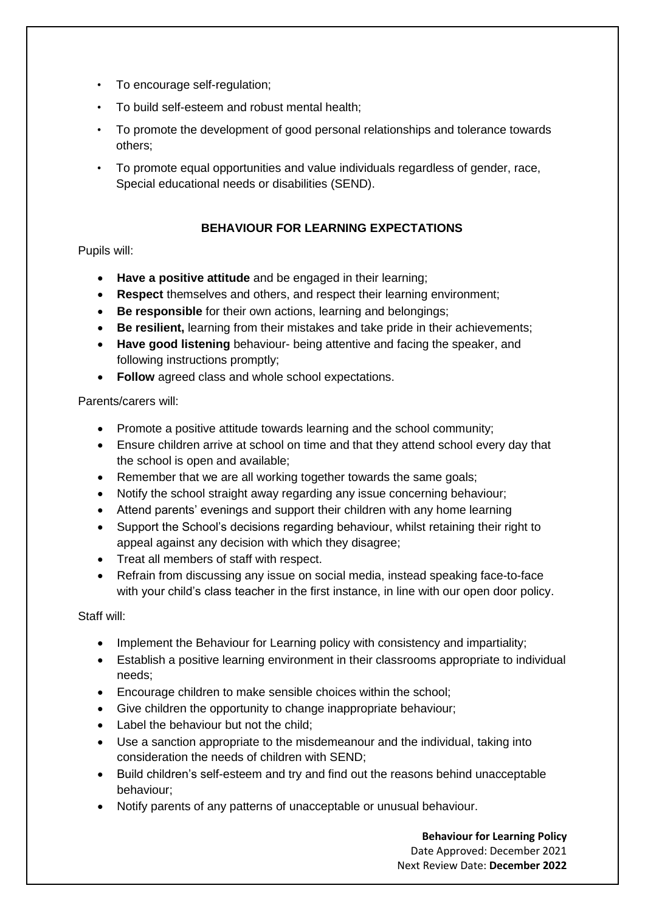- To encourage self-regulation;
- To build self-esteem and robust mental health;
- To promote the development of good personal relationships and tolerance towards others;
- To promote equal opportunities and value individuals regardless of gender, race, Special educational needs or disabilities (SEND).

## BEHAVIOUR FOR LEARNING EXPECTATIONS

Pupils will:

- **Have a positive attitude** and be engaged in their learning;
- **Respect** themselves and others, and respect their learning environment;
- **Be responsible** for their own actions, learning and belongings;
- **Be resilient,** learning from their mistakes and take pride in their achievements;
- **Have good listening** behaviour- being attentive and facing the speaker, and following instructions promptly;
- **Follow** agreed class and whole school expectations.

Parents/carers will:

- Promote a positive attitude towards learning and the school community;
- Ensure children arrive at school on time and that they attend school every day that the school is open and available;
- Remember that we are all working together towards the same goals;
- Notify the school straight away regarding any issue concerning behaviour;
- Attend parents' evenings and support their children with any home learning
- Support the School's decisions regarding behaviour, whilst retaining their right to appeal against any decision with which they disagree;
- Treat all members of staff with respect.
- Refrain from discussing any issue on social media, instead speaking face-to-face with your child's class teacher in the first instance, in line with our open door policy.

Staff will:

- Implement the Behaviour for Learning policy with consistency and impartiality;
- Establish a positive learning environment in their classrooms appropriate to individual needs;
- Encourage children to make sensible choices within the school;
- Give children the opportunity to change inappropriate behaviour;
- Label the behaviour but not the child;
- Use a sanction appropriate to the misdemeanour and the individual, taking into consideration the needs of children with SEND;
- Build children's self-esteem and try and find out the reasons behind unacceptable behaviour;
- Notify parents of any patterns of unacceptable or unusual behaviour.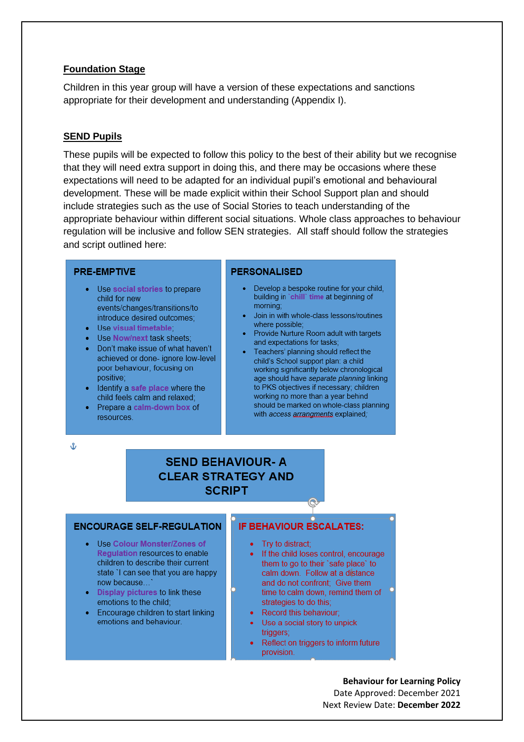## Foundation Stage

Children in this year group will have a version of these expectations and sanctions appropriate for their development and understanding (Appendix I).

## SEND Pupils

These pupils will be expected to follow this policy to the best of their ability but we recognise that they will need extra support in doing this, and there may be occasions where these expectations will need to be adapted for an individual pupil's emotional and behavioural development. These will be made explicit within their School Support plan and should include strategies such as the use of Social Stories to teach understanding of the appropriate behaviour within different social situations. Whole class approaches to behaviour regulation will be inclusive and follow SEN strategies. All staff should follow the strategies and script outlined here:

### PRE-EMPTIVE

- Use **social stories** to prepare child for new events/changes/transitions/to introduce desired outcomes;
- Use **visual timetable**;
- Use **Now/next** task sheets;
- Don't make issue of what haven't achieved or done- ignore low-level poor behaviour, focusing on positive;
- Identify a **safe place** where the child feels calm and relaxed;
- Prepare a **calm-down box** of resources.

### PERSONALISED

- Develop a bespoke routine for your child, building in **`chill` time** at beginning of morning;
- Join in with whole-class lessons/routines where possible;
- Provide Nurture Room adult with targets and expectations for tasks;
- Teachers' planning should reflect the child's School support plan: a child working significantly below chronological age should have *separate planning* linking to PKS objectives if necessary; children working no more than a year behind should be marked on whole-class planning with *access arrangments* explained;

### SEND BEHAVIOUR- A CLEAR STRATEGY AND SCRIPT

### ENCOURAGE SELF-REGULATION

- Use **Colour Monster/Zones of Regulation** resources to enable children to describe their current state `I can see that you are happy now because…`
- **Display pictures** to link these emotions to the child;
- Encourage children to start linking emotions and behaviour.

### IF BEHAVIOUR ESCALATES:

- Try to distract;
- If the child loses control, encourage them to go to their `safe place` to calm down. Follow at a distance and do not confront; Give them time to calm down, remind them of strategies to do this;
- Record this behaviour;
- Use a social story to unpick triggers;
- Reflect on triggers to inform future provision.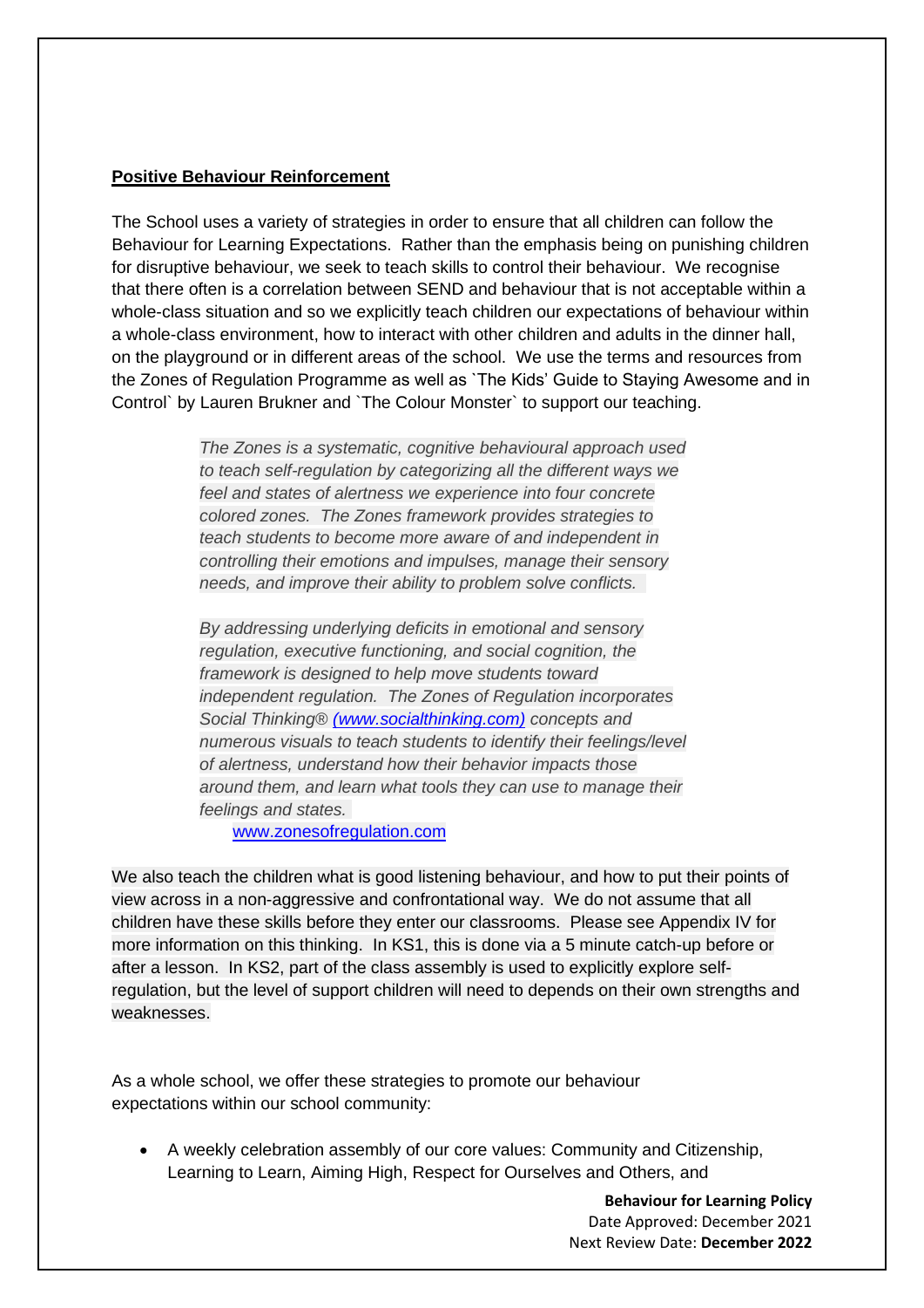**Positive Behaviour Reinforcement**

The School uses a variety of strategies in order to ensure that all children can follow the Behaviour for Learning Expectations. Rather than the emphasis being on punishing children for disruptive behaviour, we seek to teach skills to control their behaviour. We recognise that there often is a correlation between SEND and behaviour that is not acceptable within a whole-class situation and so we explicitly teach children our expectations of behaviour within a whole-class environment, how to interact with other children and adults in the dinner hall, on the playground or in different areas of the school. We use the terms and resources from the Zones of Regulation Programme as well as `The Kids' Guide to Staying Awesome and in Control` by Lauren Brukner and `The Colour Monster` to support our teaching.

> *The Zones is a systematic, cognitive behavioural approach used to teach self-regulation by categorizing all the different ways we feel and states of alertness we experience into four concrete colored zones. The Zones framework provides strategies to teach students to become more aware of and independent in controlling their emotions and impulses, manage their sensory needs, and improve their ability to problem solve conflicts.*
>
> *By addressing underlying deficits in emotional and sensory regulation, executive functioning, and social cognition, the framework is designed to help move students toward independent regulation. The Zones of Regulation incorporates Social Thinking® (www.socialthinking.com) concepts and numerous visuals to teach students to identify their feelings/level of alertness, understand how their behavior impacts those around them, and learn what tools they can use to manage their feelings and states.*
>
> www.zonesofregulation.com

We also teach the children what is good listening behaviour, and how to put their points of view across in a non-aggressive and confrontational way. We do not assume that all children have these skills before they enter our classrooms. Please see Appendix IV for more information on this thinking. In KS1, this is done via a 5 minute catch-up before or after a lesson. In KS2, part of the class assembly is used to explicitly explore self-regulation, but the level of support children will need to depends on their own strengths and weaknesses.

As a whole school, we offer these strategies to promote our behaviour expectations within our school community:

- A weekly celebration assembly of our core values: Community and Citizenship, Learning to Learn, Aiming High, Respect for Ourselves and Others, and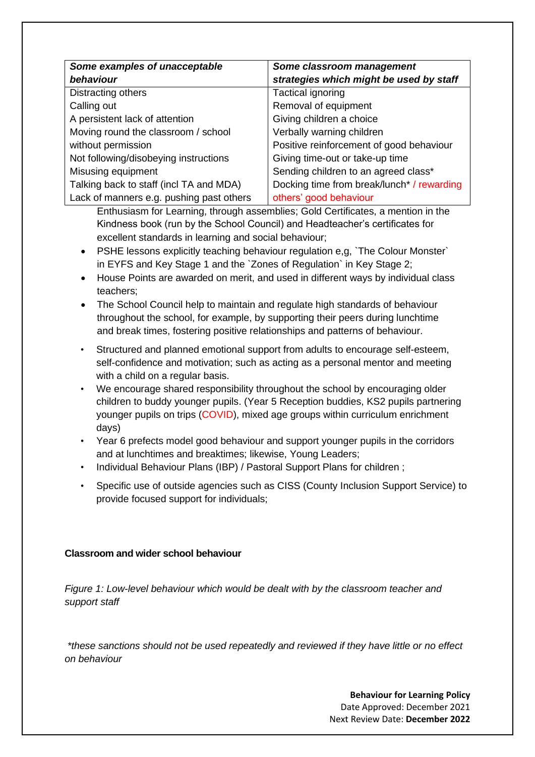| *Some examples of unacceptable behaviour* | *Some classroom management strategies which might be used by staff* |
|---|---|
| Distracting others | Tactical ignoring |
| Calling out | Removal of equipment |
| A persistent lack of attention | Giving children a choice |
| Moving round the classroom / school without permission | Verbally warning children |
| Not following/disobeying instructions | Positive reinforcement of good behaviour |
| Misusing equipment | Giving time-out or take-up time |
| Talking back to staff (incl TA and MDA) | Sending children to an agreed class* |
| Lack of manners e.g. pushing past others | Docking time from break/lunch* / rewarding others' good behaviour |

Enthusiasm for Learning, through assemblies; Gold Certificates, a mention in the Kindness book (run by the School Council) and Headteacher's certificates for excellent standards in learning and social behaviour;

- PSHE lessons explicitly teaching behaviour regulation e,g, `The Colour Monster` in EYFS and Key Stage 1 and the `Zones of Regulation` in Key Stage 2;
- House Points are awarded on merit, and used in different ways by individual class teachers;
- The School Council help to maintain and regulate high standards of behaviour throughout the school, for example, by supporting their peers during lunchtime and break times, fostering positive relationships and patterns of behaviour.
- Structured and planned emotional support from adults to encourage self-esteem, self-confidence and motivation; such as acting as a personal mentor and meeting with a child on a regular basis.
- We encourage shared responsibility throughout the school by encouraging older children to buddy younger pupils. (Year 5 Reception buddies, KS2 pupils partnering younger pupils on trips (COVID), mixed age groups within curriculum enrichment days)
- Year 6 prefects model good behaviour and support younger pupils in the corridors and at lunchtimes and breaktimes; likewise, Young Leaders;
- Individual Behaviour Plans (IBP) / Pastoral Support Plans for children ;
- Specific use of outside agencies such as CISS (County Inclusion Support Service) to provide focused support for individuals;

**Classroom and wider school behaviour**

*Figure 1: Low-level behaviour which would be dealt with by the classroom teacher and support staff*

*\*these sanctions should not be used repeatedly and reviewed if they have little or no effect on behaviour*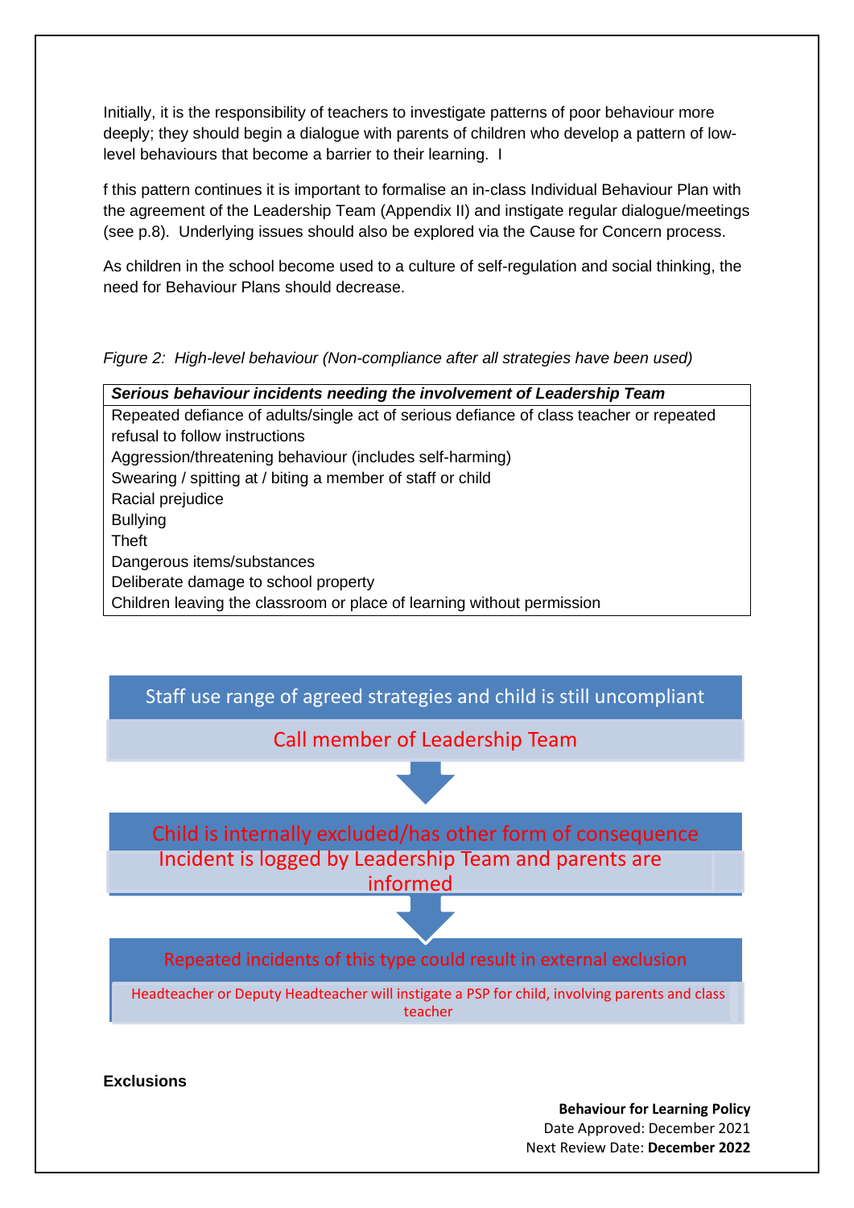Initially, it is the responsibility of teachers to investigate patterns of poor behaviour more deeply; they should begin a dialogue with parents of children who develop a pattern of low-level behaviours that become a barrier to their learning. I

f this pattern continues it is important to formalise an in-class Individual Behaviour Plan with the agreement of the Leadership Team (Appendix II) and instigate regular dialogue/meetings (see p.8). Underlying issues should also be explored via the Cause for Concern process.

As children in the school become used to a culture of self-regulation and social thinking, the need for Behaviour Plans should decrease.

*Figure 2: High-level behaviour (Non-compliance after all strategies have been used)*

| ***Serious behaviour incidents needing the involvement of Leadership Team*** |
|---|
| Repeated defiance of adults/single act of serious defiance of class teacher or repeated refusal to follow instructions<br>Aggression/threatening behaviour (includes self-harming)<br>Swearing / spitting at / biting a member of staff or child<br>Racial prejudice<br>Bullying<br>Theft<br>Dangerous items/substances<br>Deliberate damage to school property<br>Children leaving the classroom or place of learning without permission |

Staff use range of agreed strategies and child is still uncompliant

Call member of Leadership Team

↓

Child is internally excluded/has other form of consequence

Incident is logged by Leadership Team and parents are informed

↓

Repeated incidents of this type could result in external exclusion

Headteacher or Deputy Headteacher will instigate a PSP for child, involving parents and class teacher

**Exclusions**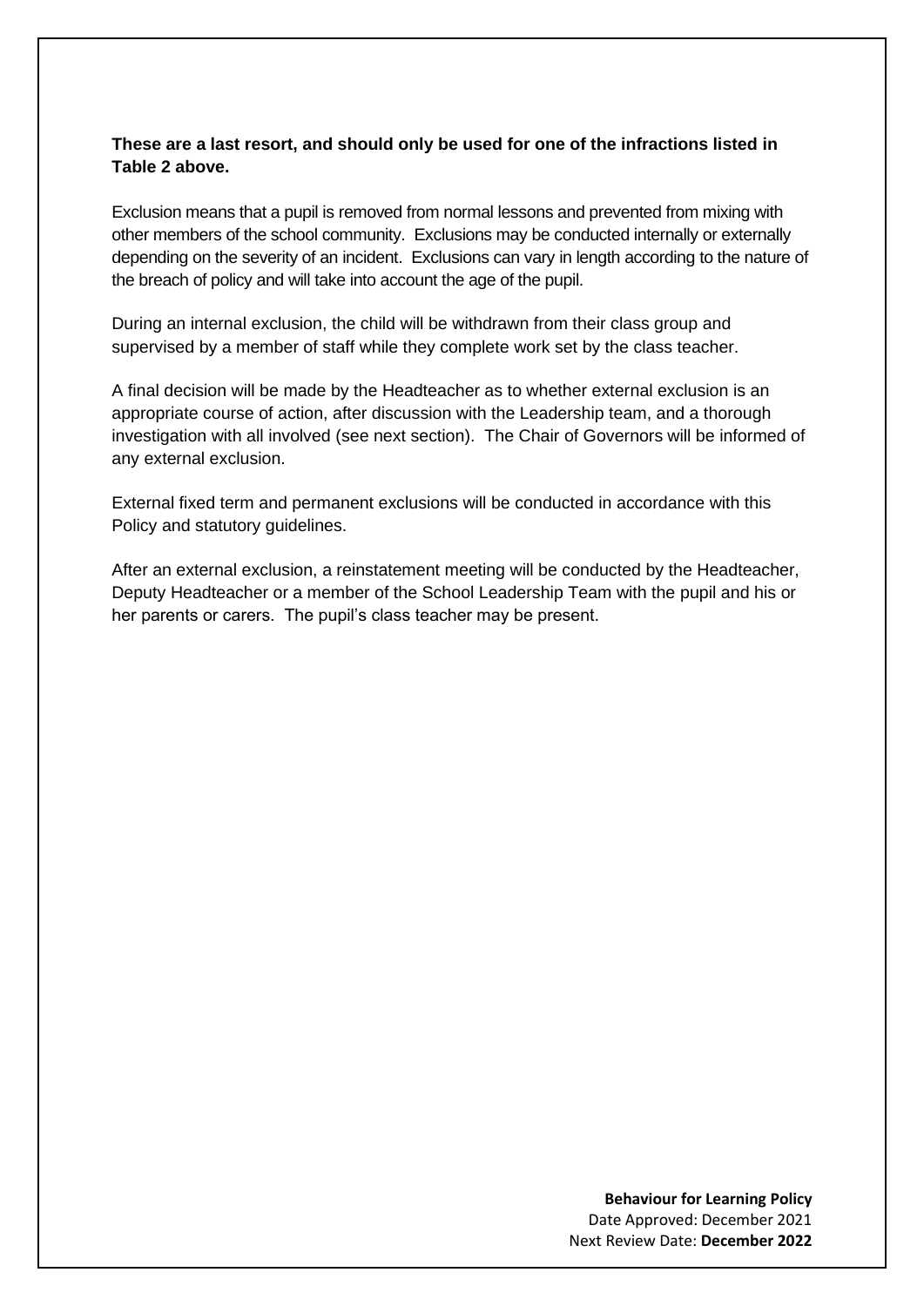**These are a last resort, and should only be used for one of the infractions listed in Table 2 above.**

Exclusion means that a pupil is removed from normal lessons and prevented from mixing with other members of the school community. Exclusions may be conducted internally or externally depending on the severity of an incident. Exclusions can vary in length according to the nature of the breach of policy and will take into account the age of the pupil.

During an internal exclusion, the child will be withdrawn from their class group and supervised by a member of staff while they complete work set by the class teacher.

A final decision will be made by the Headteacher as to whether external exclusion is an appropriate course of action, after discussion with the Leadership team, and a thorough investigation with all involved (see next section). The Chair of Governors will be informed of any external exclusion.

External fixed term and permanent exclusions will be conducted in accordance with this Policy and statutory guidelines.

After an external exclusion, a reinstatement meeting will be conducted by the Headteacher, Deputy Headteacher or a member of the School Leadership Team with the pupil and his or her parents or carers. The pupil's class teacher may be present.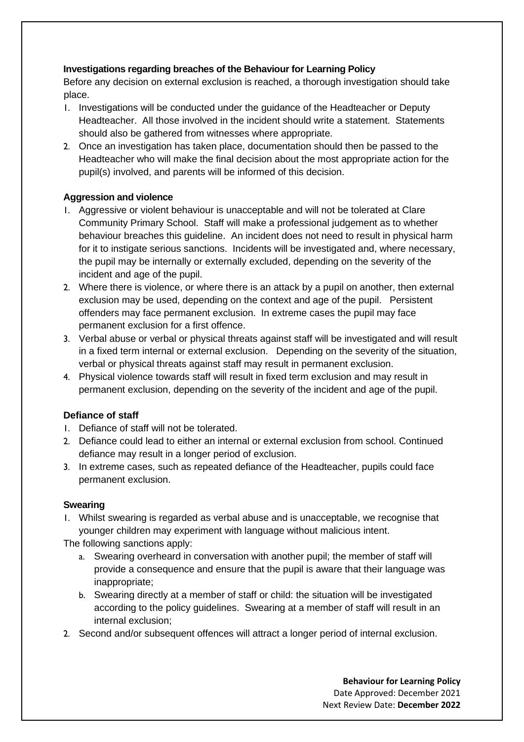**Investigations regarding breaches of the Behaviour for Learning Policy**

Before any decision on external exclusion is reached, a thorough investigation should take place.

1. Investigations will be conducted under the guidance of the Headteacher or Deputy Headteacher. All those involved in the incident should write a statement. Statements should also be gathered from witnesses where appropriate.
2. Once an investigation has taken place, documentation should then be passed to the Headteacher who will make the final decision about the most appropriate action for the pupil(s) involved, and parents will be informed of this decision.

**Aggression and violence**

1. Aggressive or violent behaviour is unacceptable and will not be tolerated at Clare Community Primary School. Staff will make a professional judgement as to whether behaviour breaches this guideline. An incident does not need to result in physical harm for it to instigate serious sanctions. Incidents will be investigated and, where necessary, the pupil may be internally or externally excluded, depending on the severity of the incident and age of the pupil.
2. Where there is violence, or where there is an attack by a pupil on another, then external exclusion may be used, depending on the context and age of the pupil. Persistent offenders may face permanent exclusion. In extreme cases the pupil may face permanent exclusion for a first offence.
3. Verbal abuse or verbal or physical threats against staff will be investigated and will result in a fixed term internal or external exclusion. Depending on the severity of the situation, verbal or physical threats against staff may result in permanent exclusion.
4. Physical violence towards staff will result in fixed term exclusion and may result in permanent exclusion, depending on the severity of the incident and age of the pupil.

**Defiance of staff**

1. Defiance of staff will not be tolerated.
2. Defiance could lead to either an internal or external exclusion from school. Continued defiance may result in a longer period of exclusion.
3. In extreme cases, such as repeated defiance of the Headteacher, pupils could face permanent exclusion.

**Swearing**

1. Whilst swearing is regarded as verbal abuse and is unacceptable, we recognise that younger children may experiment with language without malicious intent.

The following sanctions apply:

   a. Swearing overheard in conversation with another pupil; the member of staff will provide a consequence and ensure that the pupil is aware that their language was inappropriate;
   b. Swearing directly at a member of staff or child: the situation will be investigated according to the policy guidelines. Swearing at a member of staff will result in an internal exclusion;

2. Second and/or subsequent offences will attract a longer period of internal exclusion.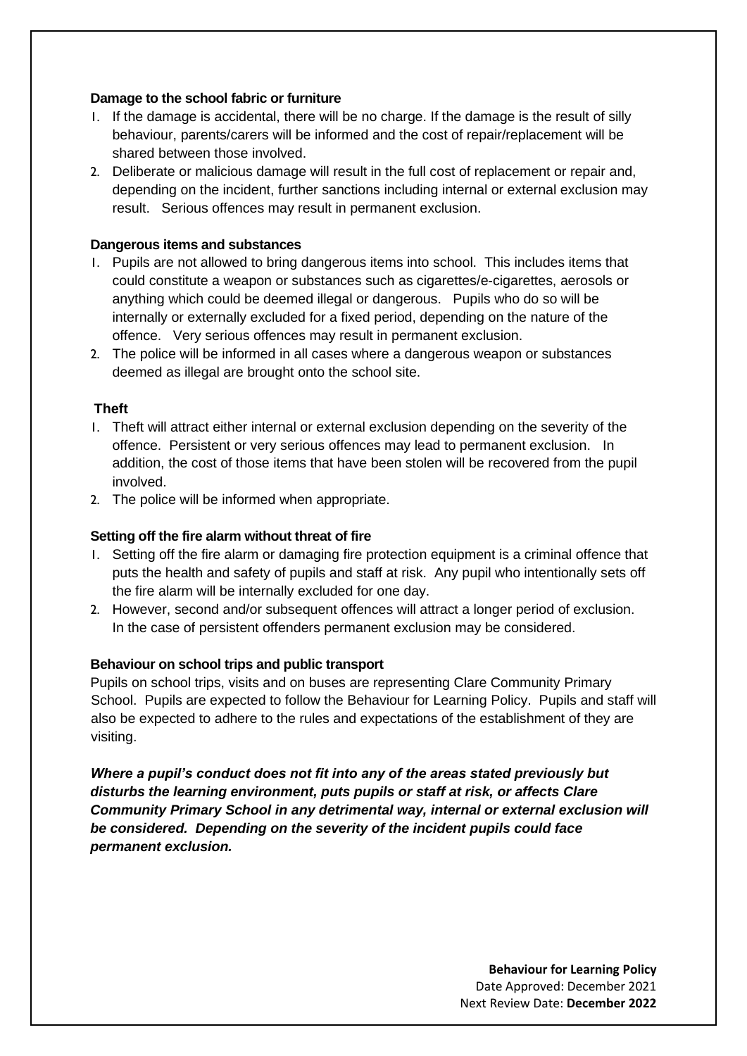**Damage to the school fabric or furniture**

1. If the damage is accidental, there will be no charge. If the damage is the result of silly behaviour, parents/carers will be informed and the cost of repair/replacement will be shared between those involved.
2. Deliberate or malicious damage will result in the full cost of replacement or repair and, depending on the incident, further sanctions including internal or external exclusion may result. Serious offences may result in permanent exclusion.

**Dangerous items and substances**

1. Pupils are not allowed to bring dangerous items into school. This includes items that could constitute a weapon or substances such as cigarettes/e-cigarettes, aerosols or anything which could be deemed illegal or dangerous. Pupils who do so will be internally or externally excluded for a fixed period, depending on the nature of the offence. Very serious offences may result in permanent exclusion.
2. The police will be informed in all cases where a dangerous weapon or substances deemed as illegal are brought onto the school site.

**Theft**

1. Theft will attract either internal or external exclusion depending on the severity of the offence. Persistent or very serious offences may lead to permanent exclusion. In addition, the cost of those items that have been stolen will be recovered from the pupil involved.
2. The police will be informed when appropriate.

**Setting off the fire alarm without threat of fire**

1. Setting off the fire alarm or damaging fire protection equipment is a criminal offence that puts the health and safety of pupils and staff at risk. Any pupil who intentionally sets off the fire alarm will be internally excluded for one day.
2. However, second and/or subsequent offences will attract a longer period of exclusion. In the case of persistent offenders permanent exclusion may be considered.

**Behaviour on school trips and public transport**

Pupils on school trips, visits and on buses are representing Clare Community Primary School. Pupils are expected to follow the Behaviour for Learning Policy. Pupils and staff will also be expected to adhere to the rules and expectations of the establishment of they are visiting.

***Where a pupil's conduct does not fit into any of the areas stated previously but disturbs the learning environment, puts pupils or staff at risk, or affects Clare Community Primary School in any detrimental way, internal or external exclusion will be considered. Depending on the severity of the incident pupils could face permanent exclusion.***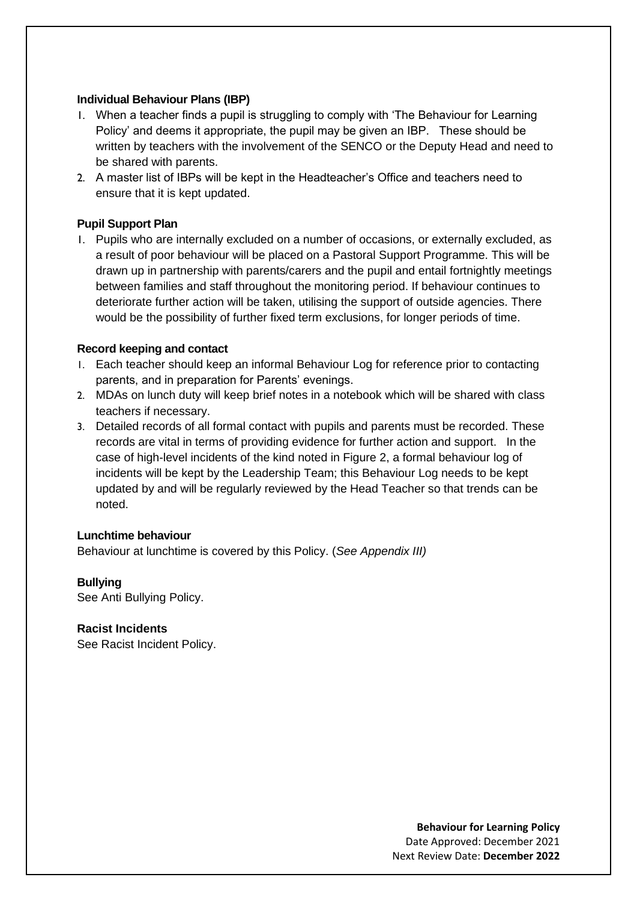### Individual Behaviour Plans (IBP)

1. When a teacher finds a pupil is struggling to comply with 'The Behaviour for Learning Policy' and deems it appropriate, the pupil may be given an IBP. These should be written by teachers with the involvement of the SENCO or the Deputy Head and need to be shared with parents.
2. A master list of IBPs will be kept in the Headteacher's Office and teachers need to ensure that it is kept updated.

### Pupil Support Plan

1. Pupils who are internally excluded on a number of occasions, or externally excluded, as a result of poor behaviour will be placed on a Pastoral Support Programme. This will be drawn up in partnership with parents/carers and the pupil and entail fortnightly meetings between families and staff throughout the monitoring period. If behaviour continues to deteriorate further action will be taken, utilising the support of outside agencies. There would be the possibility of further fixed term exclusions, for longer periods of time.

### Record keeping and contact

1. Each teacher should keep an informal Behaviour Log for reference prior to contacting parents, and in preparation for Parents' evenings.
2. MDAs on lunch duty will keep brief notes in a notebook which will be shared with class teachers if necessary.
3. Detailed records of all formal contact with pupils and parents must be recorded. These records are vital in terms of providing evidence for further action and support. In the case of high-level incidents of the kind noted in Figure 2, a formal behaviour log of incidents will be kept by the Leadership Team; this Behaviour Log needs to be kept updated by and will be regularly reviewed by the Head Teacher so that trends can be noted.

### Lunchtime behaviour

Behaviour at lunchtime is covered by this Policy. (*See Appendix III)*

### Bullying

See Anti Bullying Policy.

### Racist Incidents

See Racist Incident Policy.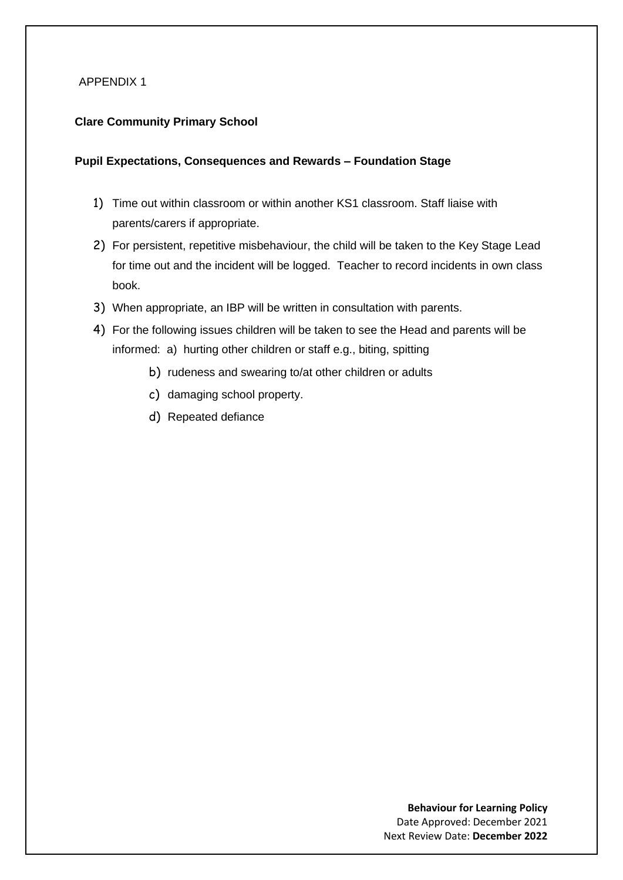APPENDIX 1

**Clare Community Primary School**

**Pupil Expectations, Consequences and Rewards – Foundation Stage**

1) Time out within classroom or within another KS1 classroom. Staff liaise with parents/carers if appropriate.
2) For persistent, repetitive misbehaviour, the child will be taken to the Key Stage Lead for time out and the incident will be logged. Teacher to record incidents in own class book.
3) When appropriate, an IBP will be written in consultation with parents.
4) For the following issues children will be taken to see the Head and parents will be informed: a) hurting other children or staff e.g., biting, spitting
   b) rudeness and swearing to/at other children or adults
   c) damaging school property.
   d) Repeated defiance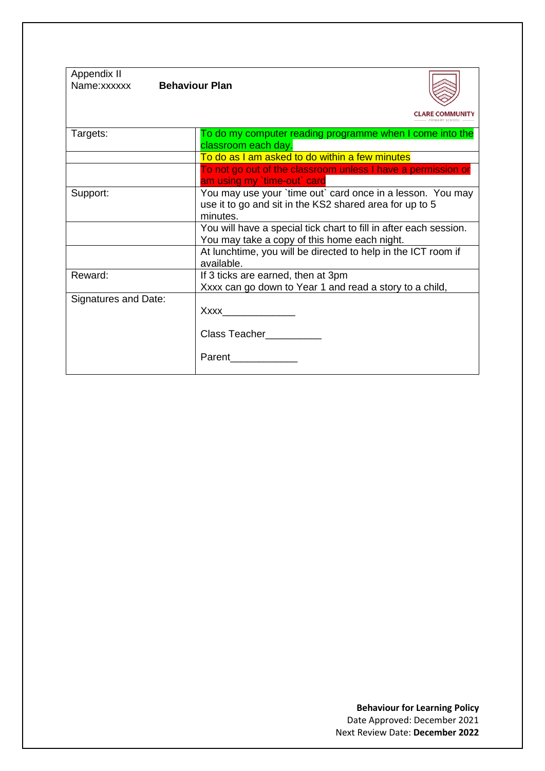Appendix II

Name:xxxxxx **Behaviour Plan**

CLARE COMMUNITY PRIMARY SCHOOL

| | |
|---|---|
| Targets: | To do my computer reading programme when I come into the classroom each day. |
| | To do as I am asked to do within a few minutes |
| | To not go out of the classroom unless I have a permission or am using my `time-out` card |
| Support: | You may use your `time out` card once in a lesson. You may use it to go and sit in the KS2 shared area for up to 5 minutes. |
| | You will have a special tick chart to fill in after each session. You may take a copy of this home each night. |
| | At lunchtime, you will be directed to help in the ICT room if available. |
| Reward: | If 3 ticks are earned, then at 3pm<br>Xxxx can go down to Year 1 and read a story to a child, |
| Signatures and Date: | Xxxx_____________<br><br>Class Teacher__________<br><br>Parent____________ |

**Behaviour for Learning Policy**
Date Approved: December 2021
Next Review Date: **December 2022**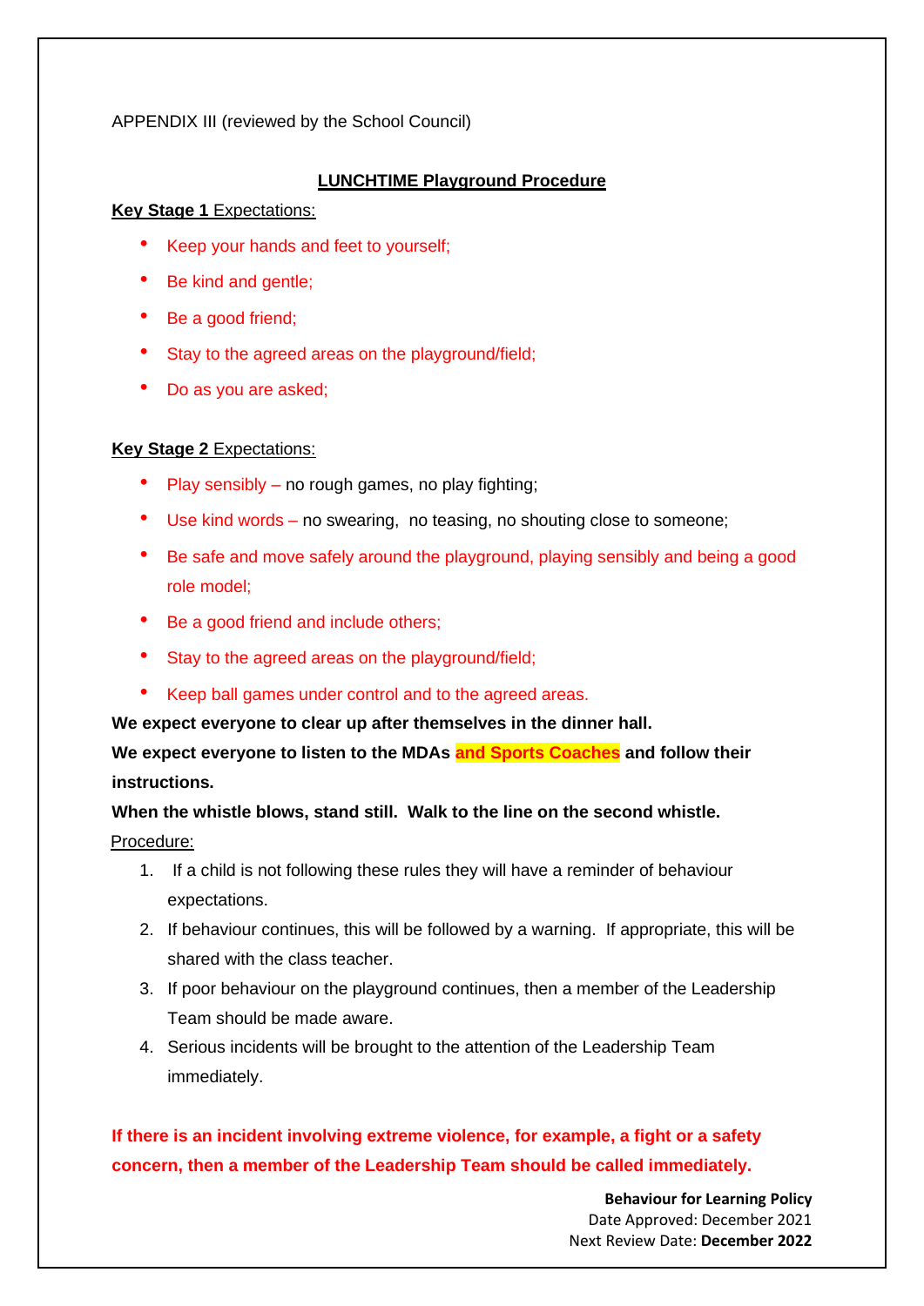APPENDIX III (reviewed by the School Council)

## LUNCHTIME Playground Procedure

**Key Stage 1** Expectations:

- Keep your hands and feet to yourself;
- Be kind and gentle;
- Be a good friend;
- Stay to the agreed areas on the playground/field;
- Do as you are asked;

**Key Stage 2** Expectations:

- Play sensibly – no rough games, no play fighting;
- Use kind words – no swearing, no teasing, no shouting close to someone;
- Be safe and move safely around the playground, playing sensibly and being a good role model;
- Be a good friend and include others;
- Stay to the agreed areas on the playground/field;
- Keep ball games under control and to the agreed areas.

**We expect everyone to clear up after themselves in the dinner hall.**

**We expect everyone to listen to the MDAs and Sports Coaches and follow their instructions.**

**When the whistle blows, stand still. Walk to the line on the second whistle.**

Procedure:

1. If a child is not following these rules they will have a reminder of behaviour expectations.
2. If behaviour continues, this will be followed by a warning. If appropriate, this will be shared with the class teacher.
3. If poor behaviour on the playground continues, then a member of the Leadership Team should be made aware.
4. Serious incidents will be brought to the attention of the Leadership Team immediately.

**If there is an incident involving extreme violence, for example, a fight or a safety concern, then a member of the Leadership Team should be called immediately.**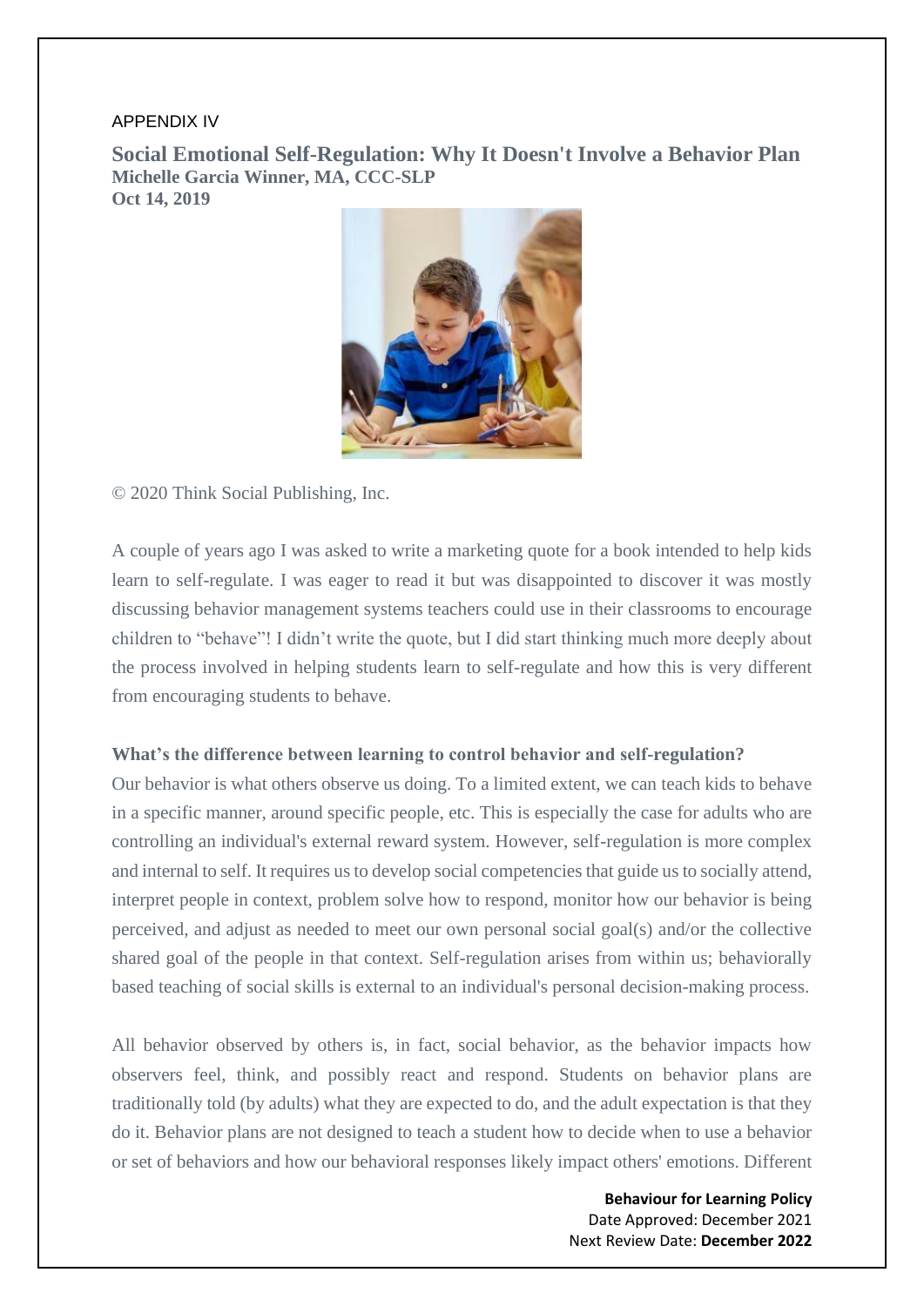APPENDIX IV

## Social Emotional Self-Regulation: Why It Doesn't Involve a Behavior Plan

**Michelle Garcia Winner, MA, CCC-SLP**
**Oct 14, 2019**

© 2020 Think Social Publishing, Inc.

A couple of years ago I was asked to write a marketing quote for a book intended to help kids learn to self-regulate. I was eager to read it but was disappointed to discover it was mostly discussing behavior management systems teachers could use in their classrooms to encourage children to "behave"! I didn't write the quote, but I did start thinking much more deeply about the process involved in helping students learn to self-regulate and how this is very different from encouraging students to behave.

**What's the difference between learning to control behavior and self-regulation?**

Our behavior is what others observe us doing. To a limited extent, we can teach kids to behave in a specific manner, around specific people, etc. This is especially the case for adults who are controlling an individual's external reward system. However, self-regulation is more complex and internal to self. It requires us to develop social competencies that guide us to socially attend, interpret people in context, problem solve how to respond, monitor how our behavior is being perceived, and adjust as needed to meet our own personal social goal(s) and/or the collective shared goal of the people in that context. Self-regulation arises from within us; behaviorally based teaching of social skills is external to an individual's personal decision-making process.

All behavior observed by others is, in fact, social behavior, as the behavior impacts how observers feel, think, and possibly react and respond. Students on behavior plans are traditionally told (by adults) what they are expected to do, and the adult expectation is that they do it. Behavior plans are not designed to teach a student how to decide when to use a behavior or set of behaviors and how our behavioral responses likely impact others' emotions. Different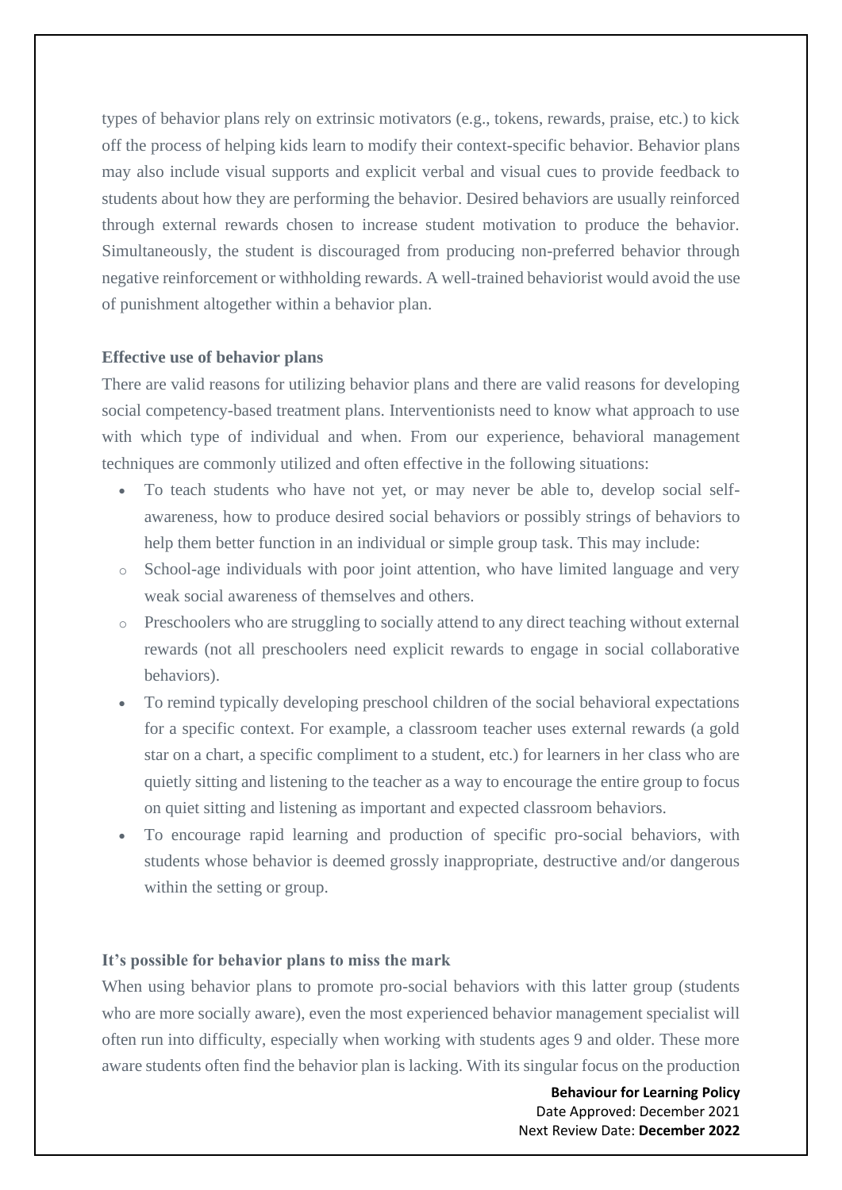types of behavior plans rely on extrinsic motivators (e.g., tokens, rewards, praise, etc.) to kick off the process of helping kids learn to modify their context-specific behavior. Behavior plans may also include visual supports and explicit verbal and visual cues to provide feedback to students about how they are performing the behavior. Desired behaviors are usually reinforced through external rewards chosen to increase student motivation to produce the behavior. Simultaneously, the student is discouraged from producing non-preferred behavior through negative reinforcement or withholding rewards. A well-trained behaviorist would avoid the use of punishment altogether within a behavior plan.

**Effective use of behavior plans**

There are valid reasons for utilizing behavior plans and there are valid reasons for developing social competency-based treatment plans. Interventionists need to know what approach to use with which type of individual and when. From our experience, behavioral management techniques are commonly utilized and often effective in the following situations:

- To teach students who have not yet, or may never be able to, develop social self-awareness, how to produce desired social behaviors or possibly strings of behaviors to help them better function in an individual or simple group task. This may include:
    - School-age individuals with poor joint attention, who have limited language and very weak social awareness of themselves and others.
    - Preschoolers who are struggling to socially attend to any direct teaching without external rewards (not all preschoolers need explicit rewards to engage in social collaborative behaviors).
- To remind typically developing preschool children of the social behavioral expectations for a specific context. For example, a classroom teacher uses external rewards (a gold star on a chart, a specific compliment to a student, etc.) for learners in her class who are quietly sitting and listening to the teacher as a way to encourage the entire group to focus on quiet sitting and listening as important and expected classroom behaviors.
- To encourage rapid learning and production of specific pro-social behaviors, with students whose behavior is deemed grossly inappropriate, destructive and/or dangerous within the setting or group.

**It's possible for behavior plans to miss the mark**

When using behavior plans to promote pro-social behaviors with this latter group (students who are more socially aware), even the most experienced behavior management specialist will often run into difficulty, especially when working with students ages 9 and older. These more aware students often find the behavior plan is lacking. With its singular focus on the production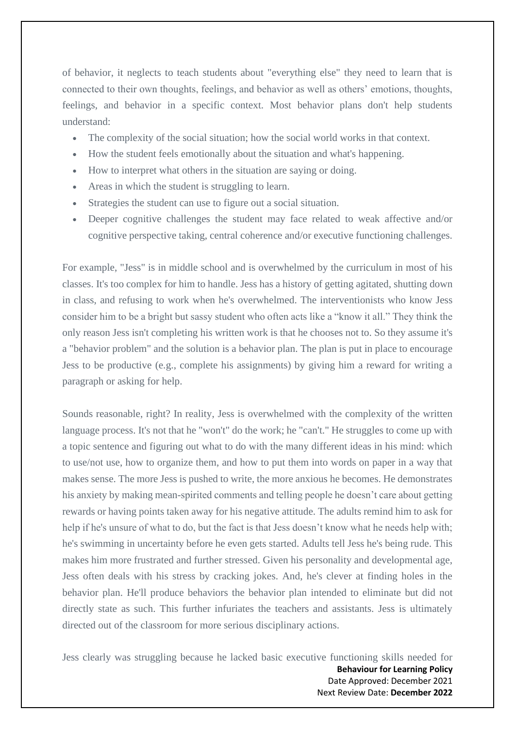of behavior, it neglects to teach students about "everything else" they need to learn that is connected to their own thoughts, feelings, and behavior as well as others' emotions, thoughts, feelings, and behavior in a specific context. Most behavior plans don't help students understand:

- The complexity of the social situation; how the social world works in that context.
- How the student feels emotionally about the situation and what's happening.
- How to interpret what others in the situation are saying or doing.
- Areas in which the student is struggling to learn.
- Strategies the student can use to figure out a social situation.
- Deeper cognitive challenges the student may face related to weak affective and/or cognitive perspective taking, central coherence and/or executive functioning challenges.

For example, "Jess" is in middle school and is overwhelmed by the curriculum in most of his classes. It's too complex for him to handle. Jess has a history of getting agitated, shutting down in class, and refusing to work when he's overwhelmed. The interventionists who know Jess consider him to be a bright but sassy student who often acts like a "know it all." They think the only reason Jess isn't completing his written work is that he chooses not to. So they assume it's a "behavior problem" and the solution is a behavior plan. The plan is put in place to encourage Jess to be productive (e.g., complete his assignments) by giving him a reward for writing a paragraph or asking for help.

Sounds reasonable, right? In reality, Jess is overwhelmed with the complexity of the written language process. It's not that he "won't" do the work; he "can't." He struggles to come up with a topic sentence and figuring out what to do with the many different ideas in his mind: which to use/not use, how to organize them, and how to put them into words on paper in a way that makes sense. The more Jess is pushed to write, the more anxious he becomes. He demonstrates his anxiety by making mean-spirited comments and telling people he doesn't care about getting rewards or having points taken away for his negative attitude. The adults remind him to ask for help if he's unsure of what to do, but the fact is that Jess doesn't know what he needs help with; he's swimming in uncertainty before he even gets started. Adults tell Jess he's being rude. This makes him more frustrated and further stressed. Given his personality and developmental age, Jess often deals with his stress by cracking jokes. And, he's clever at finding holes in the behavior plan. He'll produce behaviors the behavior plan intended to eliminate but did not directly state as such. This further infuriates the teachers and assistants. Jess is ultimately directed out of the classroom for more serious disciplinary actions.

Jess clearly was struggling because he lacked basic executive functioning skills needed for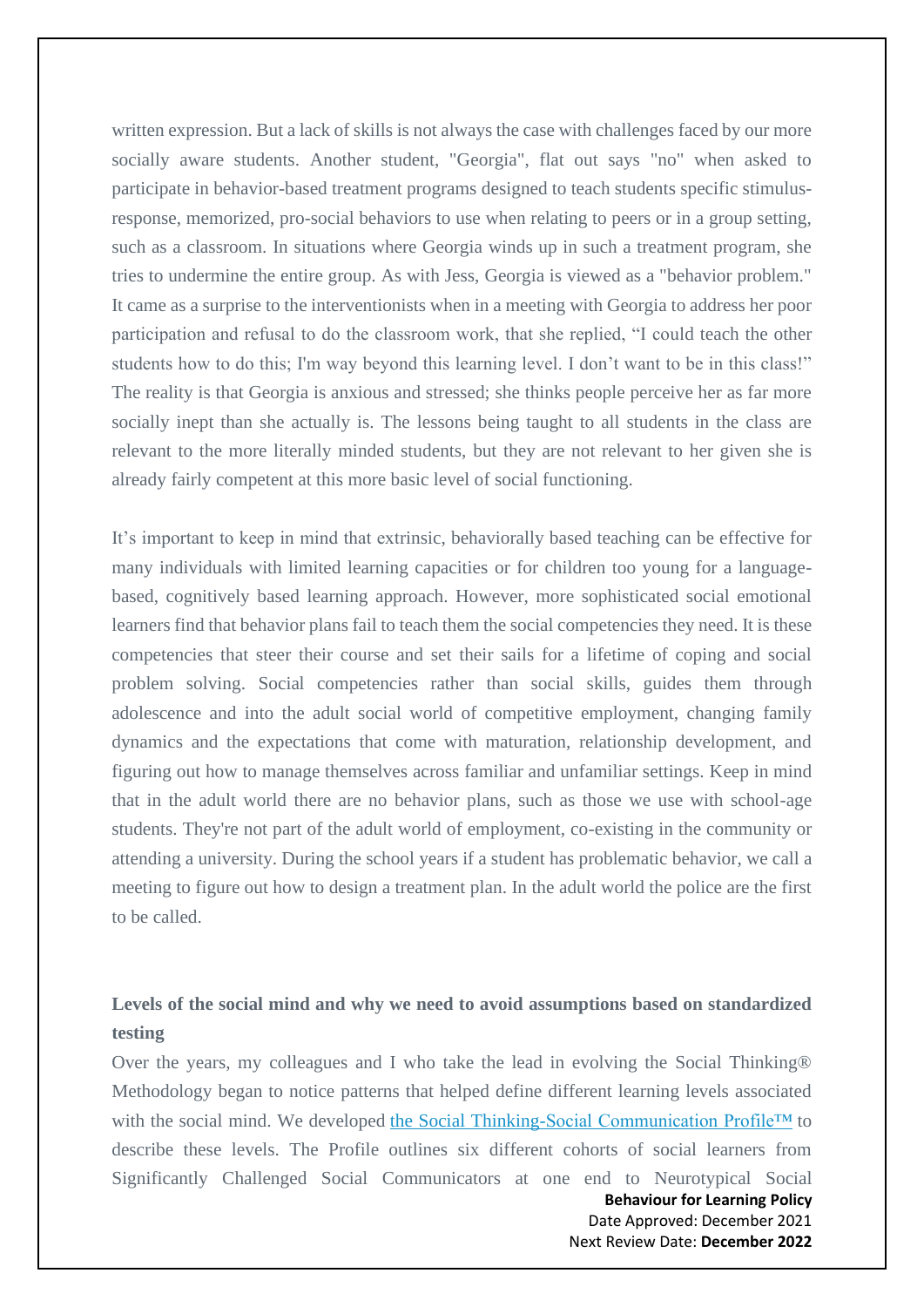written expression. But a lack of skills is not always the case with challenges faced by our more socially aware students. Another student, "Georgia", flat out says "no" when asked to participate in behavior-based treatment programs designed to teach students specific stimulus-response, memorized, pro-social behaviors to use when relating to peers or in a group setting, such as a classroom. In situations where Georgia winds up in such a treatment program, she tries to undermine the entire group. As with Jess, Georgia is viewed as a "behavior problem." It came as a surprise to the interventionists when in a meeting with Georgia to address her poor participation and refusal to do the classroom work, that she replied, “I could teach the other students how to do this; I'm way beyond this learning level. I don’t want to be in this class!” The reality is that Georgia is anxious and stressed; she thinks people perceive her as far more socially inept than she actually is. The lessons being taught to all students in the class are relevant to the more literally minded students, but they are not relevant to her given she is already fairly competent at this more basic level of social functioning.

It’s important to keep in mind that extrinsic, behaviorally based teaching can be effective for many individuals with limited learning capacities or for children too young for a language-based, cognitively based learning approach. However, more sophisticated social emotional learners find that behavior plans fail to teach them the social competencies they need. It is these competencies that steer their course and set their sails for a lifetime of coping and social problem solving. Social competencies rather than social skills, guides them through adolescence and into the adult social world of competitive employment, changing family dynamics and the expectations that come with maturation, relationship development, and figuring out how to manage themselves across familiar and unfamiliar settings. Keep in mind that in the adult world there are no behavior plans, such as those we use with school-age students. They're not part of the adult world of employment, co-existing in the community or attending a university. During the school years if a student has problematic behavior, we call a meeting to figure out how to design a treatment plan. In the adult world the police are the first to be called.

**Levels of the social mind and why we need to avoid assumptions based on standardized testing**

Over the years, my colleagues and I who take the lead in evolving the Social Thinking® Methodology began to notice patterns that helped define different learning levels associated with the social mind. We developed the Social Thinking-Social Communication Profile™ to describe these levels. The Profile outlines six different cohorts of social learners from Significantly Challenged Social Communicators at one end to Neurotypical Social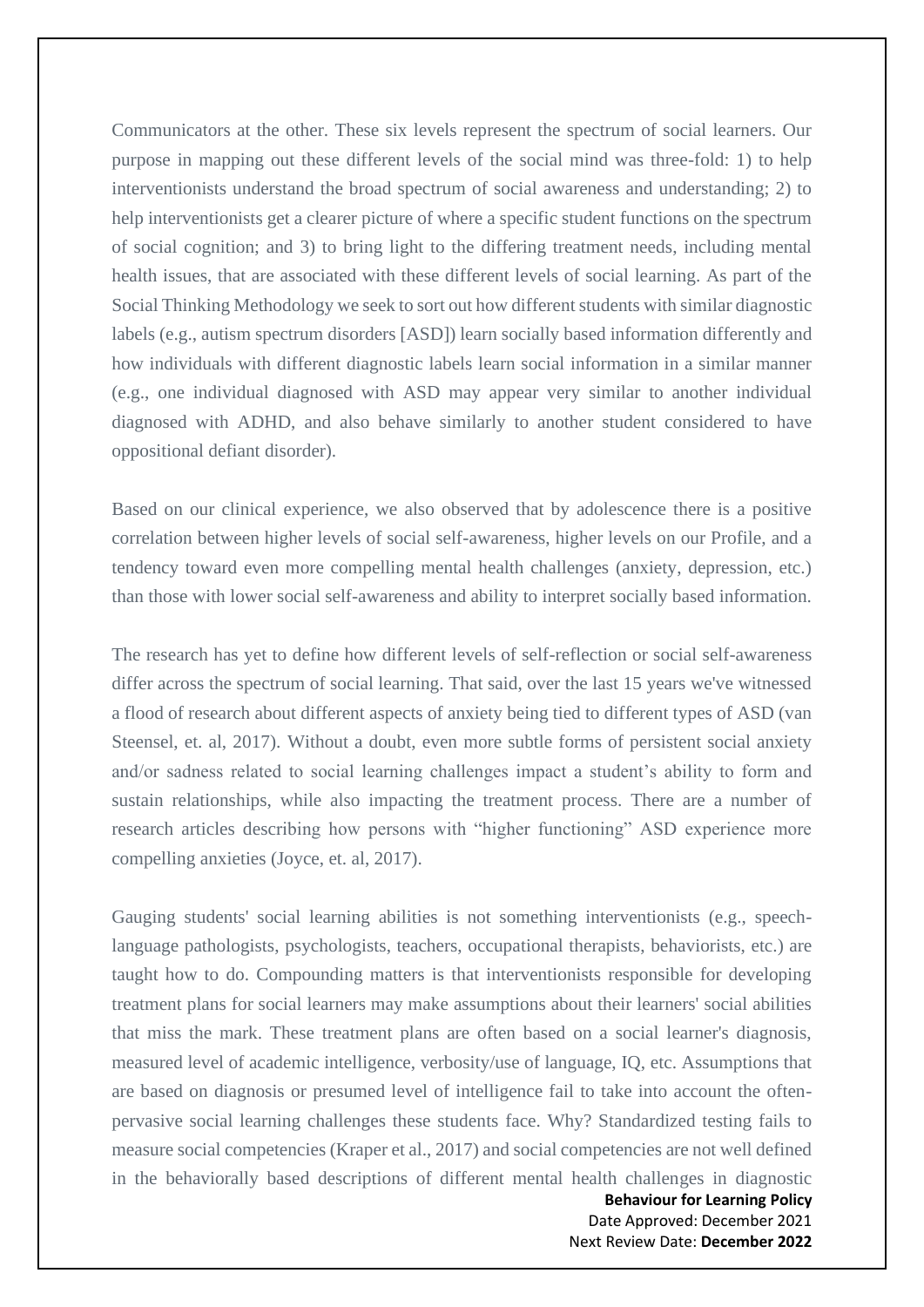Communicators at the other. These six levels represent the spectrum of social learners. Our purpose in mapping out these different levels of the social mind was three-fold: 1) to help interventionists understand the broad spectrum of social awareness and understanding; 2) to help interventionists get a clearer picture of where a specific student functions on the spectrum of social cognition; and 3) to bring light to the differing treatment needs, including mental health issues, that are associated with these different levels of social learning. As part of the Social Thinking Methodology we seek to sort out how different students with similar diagnostic labels (e.g., autism spectrum disorders [ASD]) learn socially based information differently and how individuals with different diagnostic labels learn social information in a similar manner (e.g., one individual diagnosed with ASD may appear very similar to another individual diagnosed with ADHD, and also behave similarly to another student considered to have oppositional defiant disorder).

Based on our clinical experience, we also observed that by adolescence there is a positive correlation between higher levels of social self-awareness, higher levels on our Profile, and a tendency toward even more compelling mental health challenges (anxiety, depression, etc.) than those with lower social self-awareness and ability to interpret socially based information.

The research has yet to define how different levels of self-reflection or social self-awareness differ across the spectrum of social learning. That said, over the last 15 years we've witnessed a flood of research about different aspects of anxiety being tied to different types of ASD (van Steensel, et. al, 2017). Without a doubt, even more subtle forms of persistent social anxiety and/or sadness related to social learning challenges impact a student's ability to form and sustain relationships, while also impacting the treatment process. There are a number of research articles describing how persons with "higher functioning" ASD experience more compelling anxieties (Joyce, et. al, 2017).

Gauging students' social learning abilities is not something interventionists (e.g., speech-language pathologists, psychologists, teachers, occupational therapists, behaviorists, etc.) are taught how to do. Compounding matters is that interventionists responsible for developing treatment plans for social learners may make assumptions about their learners' social abilities that miss the mark. These treatment plans are often based on a social learner's diagnosis, measured level of academic intelligence, verbosity/use of language, IQ, etc. Assumptions that are based on diagnosis or presumed level of intelligence fail to take into account the often-pervasive social learning challenges these students face. Why? Standardized testing fails to measure social competencies (Kraper et al., 2017) and social competencies are not well defined in the behaviorally based descriptions of different mental health challenges in diagnostic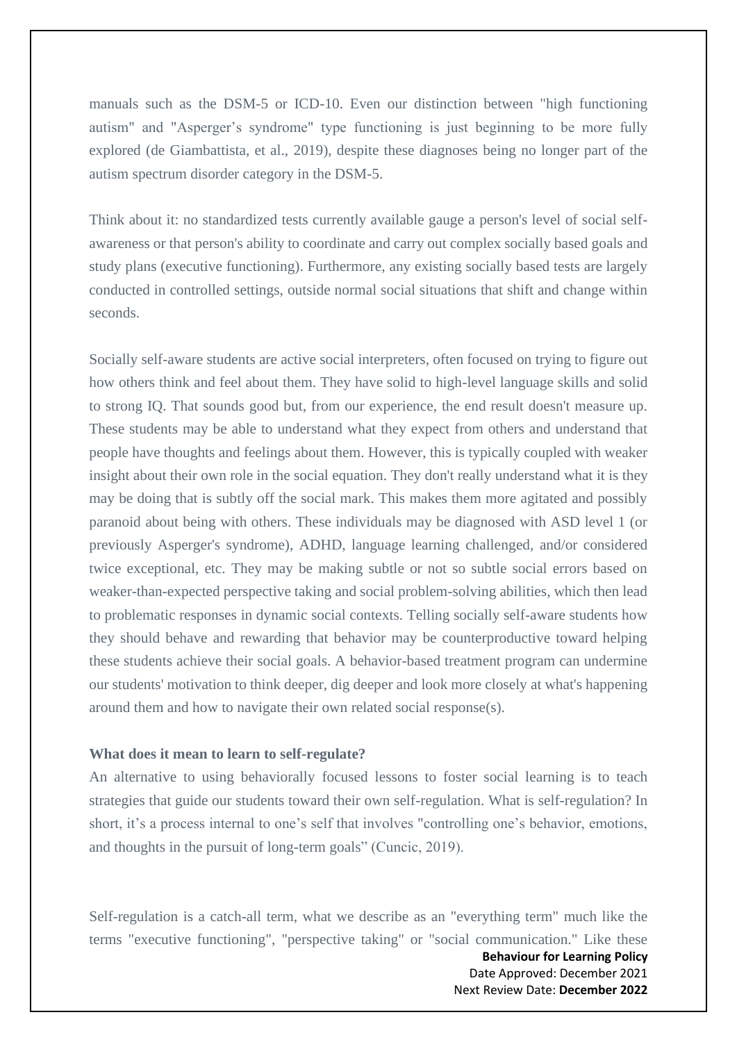manuals such as the DSM-5 or ICD-10. Even our distinction between "high functioning autism" and "Asperger's syndrome" type functioning is just beginning to be more fully explored (de Giambattista, et al., 2019), despite these diagnoses being no longer part of the autism spectrum disorder category in the DSM-5.

Think about it: no standardized tests currently available gauge a person's level of social self-awareness or that person's ability to coordinate and carry out complex socially based goals and study plans (executive functioning). Furthermore, any existing socially based tests are largely conducted in controlled settings, outside normal social situations that shift and change within seconds.

Socially self-aware students are active social interpreters, often focused on trying to figure out how others think and feel about them. They have solid to high-level language skills and solid to strong IQ. That sounds good but, from our experience, the end result doesn't measure up. These students may be able to understand what they expect from others and understand that people have thoughts and feelings about them. However, this is typically coupled with weaker insight about their own role in the social equation. They don't really understand what it is they may be doing that is subtly off the social mark. This makes them more agitated and possibly paranoid about being with others. These individuals may be diagnosed with ASD level 1 (or previously Asperger's syndrome), ADHD, language learning challenged, and/or considered twice exceptional, etc. They may be making subtle or not so subtle social errors based on weaker-than-expected perspective taking and social problem-solving abilities, which then lead to problematic responses in dynamic social contexts. Telling socially self-aware students how they should behave and rewarding that behavior may be counterproductive toward helping these students achieve their social goals. A behavior-based treatment program can undermine our students' motivation to think deeper, dig deeper and look more closely at what's happening around them and how to navigate their own related social response(s).

**What does it mean to learn to self-regulate?**

An alternative to using behaviorally focused lessons to foster social learning is to teach strategies that guide our students toward their own self-regulation. What is self-regulation? In short, it's a process internal to one's self that involves "controlling one's behavior, emotions, and thoughts in the pursuit of long-term goals" (Cuncic, 2019).

Self-regulation is a catch-all term, what we describe as an "everything term" much like the terms "executive functioning", "perspective taking" or "social communication." Like these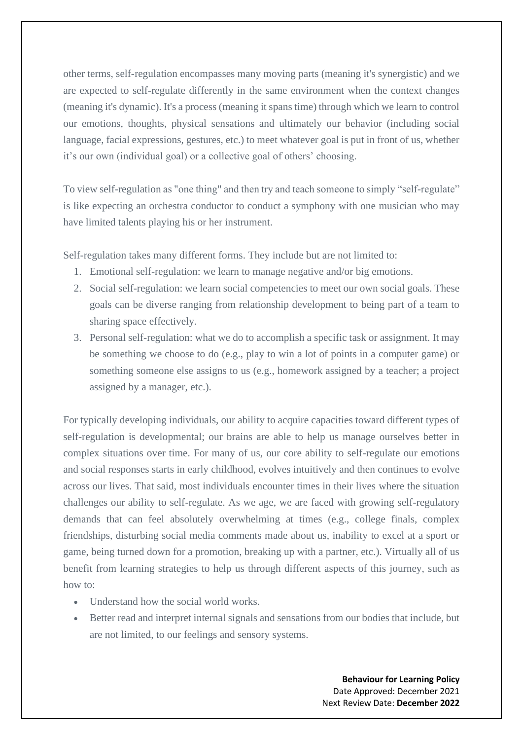other terms, self-regulation encompasses many moving parts (meaning it's synergistic) and we are expected to self-regulate differently in the same environment when the context changes (meaning it's dynamic). It's a process (meaning it spans time) through which we learn to control our emotions, thoughts, physical sensations and ultimately our behavior (including social language, facial expressions, gestures, etc.) to meet whatever goal is put in front of us, whether it's our own (individual goal) or a collective goal of others' choosing.

To view self-regulation as "one thing" and then try and teach someone to simply "self-regulate" is like expecting an orchestra conductor to conduct a symphony with one musician who may have limited talents playing his or her instrument.

Self-regulation takes many different forms. They include but are not limited to:

1. Emotional self-regulation: we learn to manage negative and/or big emotions.
2. Social self-regulation: we learn social competencies to meet our own social goals. These goals can be diverse ranging from relationship development to being part of a team to sharing space effectively.
3. Personal self-regulation: what we do to accomplish a specific task or assignment. It may be something we choose to do (e.g., play to win a lot of points in a computer game) or something someone else assigns to us (e.g., homework assigned by a teacher; a project assigned by a manager, etc.).

For typically developing individuals, our ability to acquire capacities toward different types of self-regulation is developmental; our brains are able to help us manage ourselves better in complex situations over time. For many of us, our core ability to self-regulate our emotions and social responses starts in early childhood, evolves intuitively and then continues to evolve across our lives. That said, most individuals encounter times in their lives where the situation challenges our ability to self-regulate. As we age, we are faced with growing self-regulatory demands that can feel absolutely overwhelming at times (e.g., college finals, complex friendships, disturbing social media comments made about us, inability to excel at a sport or game, being turned down for a promotion, breaking up with a partner, etc.). Virtually all of us benefit from learning strategies to help us through different aspects of this journey, such as how to:

- Understand how the social world works.
- Better read and interpret internal signals and sensations from our bodies that include, but are not limited, to our feelings and sensory systems.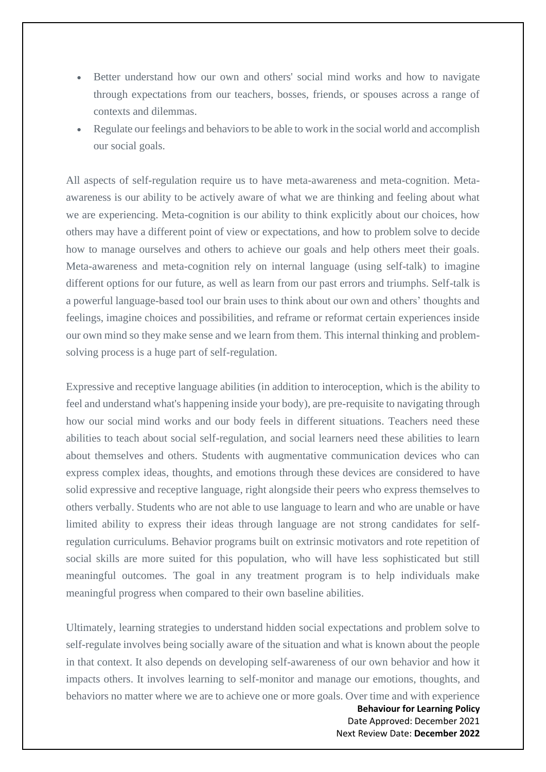- Better understand how our own and others' social mind works and how to navigate through expectations from our teachers, bosses, friends, or spouses across a range of contexts and dilemmas.
- Regulate our feelings and behaviors to be able to work in the social world and accomplish our social goals.

All aspects of self-regulation require us to have meta-awareness and meta-cognition. Meta-awareness is our ability to be actively aware of what we are thinking and feeling about what we are experiencing. Meta-cognition is our ability to think explicitly about our choices, how others may have a different point of view or expectations, and how to problem solve to decide how to manage ourselves and others to achieve our goals and help others meet their goals. Meta-awareness and meta-cognition rely on internal language (using self-talk) to imagine different options for our future, as well as learn from our past errors and triumphs. Self-talk is a powerful language-based tool our brain uses to think about our own and others' thoughts and feelings, imagine choices and possibilities, and reframe or reformat certain experiences inside our own mind so they make sense and we learn from them. This internal thinking and problem-solving process is a huge part of self-regulation.

Expressive and receptive language abilities (in addition to interoception, which is the ability to feel and understand what's happening inside your body), are pre-requisite to navigating through how our social mind works and our body feels in different situations. Teachers need these abilities to teach about social self-regulation, and social learners need these abilities to learn about themselves and others. Students with augmentative communication devices who can express complex ideas, thoughts, and emotions through these devices are considered to have solid expressive and receptive language, right alongside their peers who express themselves to others verbally. Students who are not able to use language to learn and who are unable or have limited ability to express their ideas through language are not strong candidates for self-regulation curriculums. Behavior programs built on extrinsic motivators and rote repetition of social skills are more suited for this population, who will have less sophisticated but still meaningful outcomes. The goal in any treatment program is to help individuals make meaningful progress when compared to their own baseline abilities.

Ultimately, learning strategies to understand hidden social expectations and problem solve to self-regulate involves being socially aware of the situation and what is known about the people in that context. It also depends on developing self-awareness of our own behavior and how it impacts others. It involves learning to self-monitor and manage our emotions, thoughts, and behaviors no matter where we are to achieve one or more goals. Over time and with experience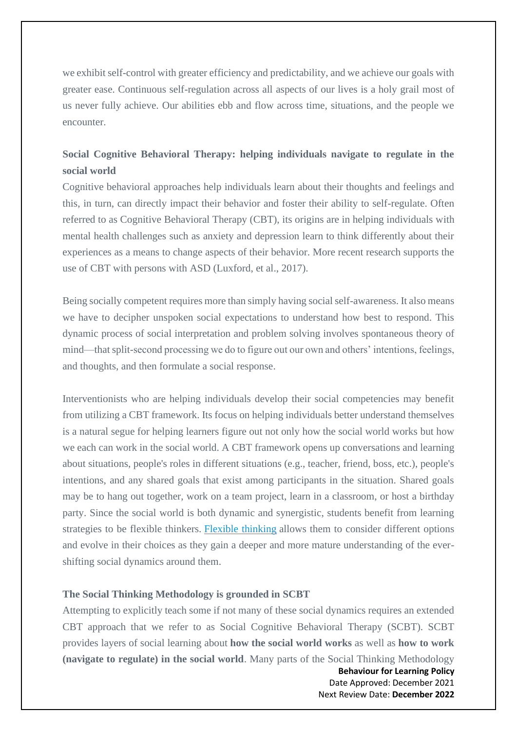we exhibit self-control with greater efficiency and predictability, and we achieve our goals with greater ease. Continuous self-regulation across all aspects of our lives is a holy grail most of us never fully achieve. Our abilities ebb and flow across time, situations, and the people we encounter.

## Social Cognitive Behavioral Therapy: helping individuals navigate to regulate in the social world

Cognitive behavioral approaches help individuals learn about their thoughts and feelings and this, in turn, can directly impact their behavior and foster their ability to self-regulate. Often referred to as Cognitive Behavioral Therapy (CBT), its origins are in helping individuals with mental health challenges such as anxiety and depression learn to think differently about their experiences as a means to change aspects of their behavior. More recent research supports the use of CBT with persons with ASD (Luxford, et al., 2017).

Being socially competent requires more than simply having social self-awareness. It also means we have to decipher unspoken social expectations to understand how best to respond. This dynamic process of social interpretation and problem solving involves spontaneous theory of mind—that split-second processing we do to figure out our own and others' intentions, feelings, and thoughts, and then formulate a social response.

Interventionists who are helping individuals develop their social competencies may benefit from utilizing a CBT framework. Its focus on helping individuals better understand themselves is a natural segue for helping learners figure out not only how the social world works but how we each can work in the social world. A CBT framework opens up conversations and learning about situations, people's roles in different situations (e.g., teacher, friend, boss, etc.), people's intentions, and any shared goals that exist among participants in the situation. Shared goals may be to hang out together, work on a team project, learn in a classroom, or host a birthday party. Since the social world is both dynamic and synergistic, students benefit from learning strategies to be flexible thinkers. Flexible thinking allows them to consider different options and evolve in their choices as they gain a deeper and more mature understanding of the ever-shifting social dynamics around them.

## The Social Thinking Methodology is grounded in SCBT

Attempting to explicitly teach some if not many of these social dynamics requires an extended CBT approach that we refer to as Social Cognitive Behavioral Therapy (SCBT). SCBT provides layers of social learning about **how the social world works** as well as **how to work (navigate to regulate) in the social world**. Many parts of the Social Thinking Methodology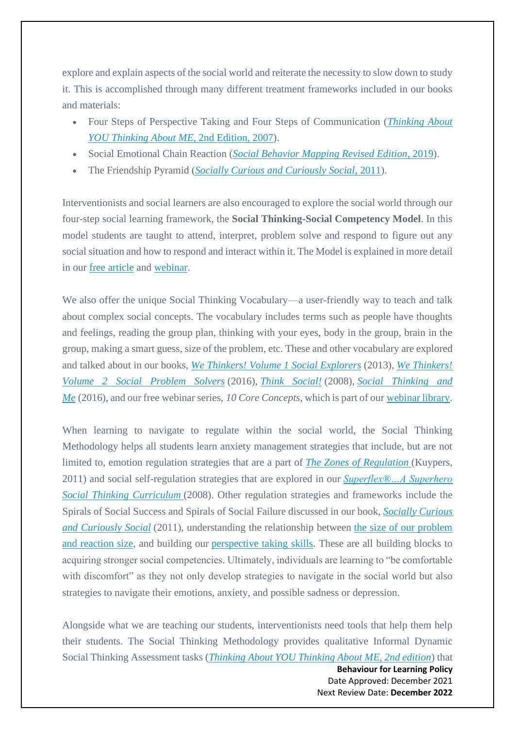explore and explain aspects of the social world and reiterate the necessity to slow down to study it. This is accomplished through many different treatment frameworks included in our books and materials:

- Four Steps of Perspective Taking and Four Steps of Communication (*Thinking About YOU Thinking About ME,* 2nd Edition, 2007).
- Social Emotional Chain Reaction (*Social Behavior Mapping Revised Edition,* 2019).
- The Friendship Pyramid (*Socially Curious and Curiously Social,* 2011).

Interventionists and social learners are also encouraged to explore the social world through our four-step social learning framework, the **Social Thinking-Social Competency Model**. In this model students are taught to attend, interpret, problem solve and respond to figure out any social situation and how to respond and interact within it. The Model is explained in more detail in our free article and webinar.

We also offer the unique Social Thinking Vocabulary—a user-friendly way to teach and talk about complex social concepts. The vocabulary includes terms such as people have thoughts and feelings, reading the group plan, thinking with your eyes, body in the group, brain in the group, making a smart guess, size of the problem, etc. These and other vocabulary are explored and talked about in our books, *We Thinkers! Volume 1 Social Explorers* (2013), *We Thinkers! Volume 2 Social Problem Solvers* (2016), *Think Social!* (2008), *Social Thinking and Me* (2016), and our free webinar series, *10 Core Concepts*, which is part of our webinar library.

When learning to navigate to regulate within the social world, the Social Thinking Methodology helps all students learn anxiety management strategies that include, but are not limited to, emotion regulation strategies that are a part of *The Zones of Regulation* (Kuypers, 2011) and social self-regulation strategies that are explored in our *Superflex®...A Superhero Social Thinking Curriculum* (2008). Other regulation strategies and frameworks include the Spirals of Social Success and Spirals of Social Failure discussed in our book, *Socially Curious and Curiously Social* (2011), understanding the relationship between the size of our problem and reaction size, and building our perspective taking skills. These are all building blocks to acquiring stronger social competencies. Ultimately, individuals are learning to "be comfortable with discomfort" as they not only develop strategies to navigate in the social world but also strategies to navigate their emotions, anxiety, and possible sadness or depression.

Alongside what we are teaching our students, interventionists need tools that help them help their students. The Social Thinking Methodology provides qualitative Informal Dynamic Social Thinking Assessment tasks (*Thinking About YOU Thinking About ME, 2nd edition*) that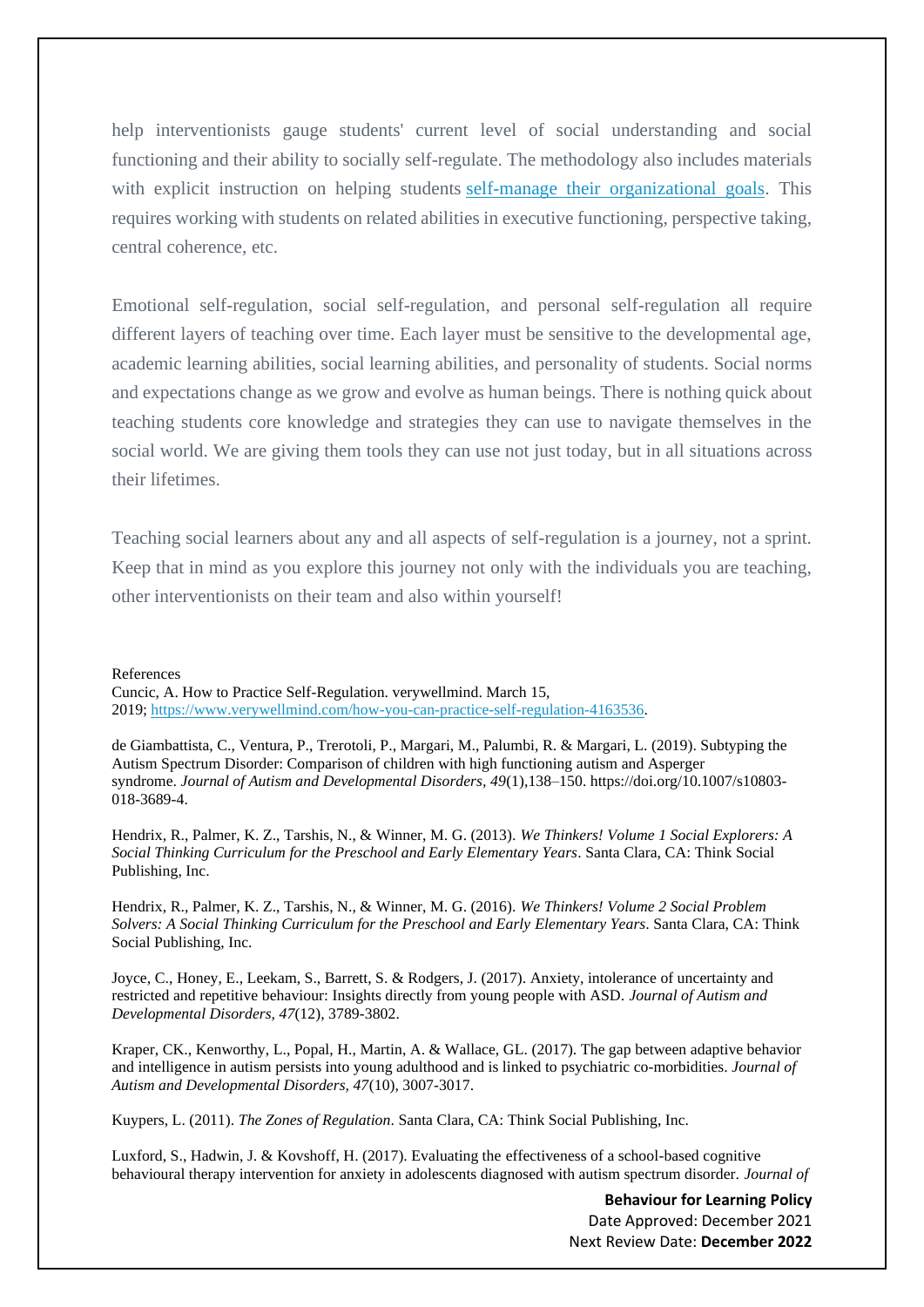help interventionists gauge students' current level of social understanding and social functioning and their ability to socially self-regulate. The methodology also includes materials with explicit instruction on helping students [self-manage their organizational goals](). This requires working with students on related abilities in executive functioning, perspective taking, central coherence, etc.

Emotional self-regulation, social self-regulation, and personal self-regulation all require different layers of teaching over time. Each layer must be sensitive to the developmental age, academic learning abilities, social learning abilities, and personality of students. Social norms and expectations change as we grow and evolve as human beings. There is nothing quick about teaching students core knowledge and strategies they can use to navigate themselves in the social world. We are giving them tools they can use not just today, but in all situations across their lifetimes.

Teaching social learners about any and all aspects of self-regulation is a journey, not a sprint. Keep that in mind as you explore this journey not only with the individuals you are teaching, other interventionists on their team and also within yourself!

References

Cuncic, A. How to Practice Self-Regulation. verywellmind. March 15, 2019; https://www.verywellmind.com/how-you-can-practice-self-regulation-4163536.

de Giambattista, C., Ventura, P., Trerotoli, P., Margari, M., Palumbi, R. & Margari, L. (2019). Subtyping the Autism Spectrum Disorder: Comparison of children with high functioning autism and Asperger syndrome. *Journal of Autism and Developmental Disorders, 49*(1),138–150. https://doi.org/10.1007/s10803-018-3689-4.

Hendrix, R., Palmer, K. Z., Tarshis, N., & Winner, M. G. (2013). *We Thinkers! Volume 1 Social Explorers: A Social Thinking Curriculum for the Preschool and Early Elementary Years*. Santa Clara, CA: Think Social Publishing, Inc.

Hendrix, R., Palmer, K. Z., Tarshis, N., & Winner, M. G. (2016). *We Thinkers! Volume 2 Social Problem Solvers: A Social Thinking Curriculum for the Preschool and Early Elementary Years*. Santa Clara, CA: Think Social Publishing, Inc.

Joyce, C., Honey, E., Leekam, S., Barrett, S. & Rodgers, J. (2017). Anxiety, intolerance of uncertainty and restricted and repetitive behaviour: Insights directly from young people with ASD. *Journal of Autism and Developmental Disorders, 47*(12), 3789-3802.

Kraper, CK., Kenworthy, L., Popal, H., Martin, A. & Wallace, GL. (2017). The gap between adaptive behavior and intelligence in autism persists into young adulthood and is linked to psychiatric co-morbidities. *Journal of Autism and Developmental Disorders, 47*(10), 3007-3017.

Kuypers, L. (2011). *The Zones of Regulation*. Santa Clara, CA: Think Social Publishing, Inc.

Luxford, S., Hadwin, J. & Kovshoff, H. (2017). Evaluating the effectiveness of a school-based cognitive behavioural therapy intervention for anxiety in adolescents diagnosed with autism spectrum disorder. *Journal of*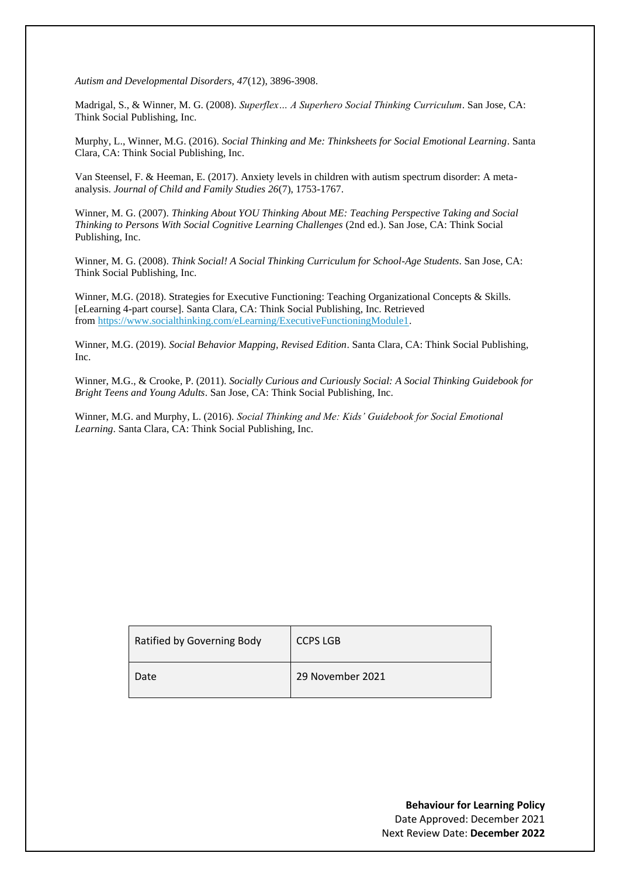*Autism and Developmental Disorders, 47*(12), 3896-3908.

Madrigal, S., & Winner, M. G. (2008). *Superflex… A Superhero Social Thinking Curriculum*. San Jose, CA: Think Social Publishing, Inc.

Murphy, L., Winner, M.G. (2016). *Social Thinking and Me: Thinksheets for Social Emotional Learning*. Santa Clara, CA: Think Social Publishing, Inc.

Van Steensel, F. & Heeman, E. (2017). Anxiety levels in children with autism spectrum disorder: A meta-analysis. *Journal of Child and Family Studies 26*(7), 1753-1767.

Winner, M. G. (2007). *Thinking About YOU Thinking About ME: Teaching Perspective Taking and Social Thinking to Persons With Social Cognitive Learning Challenges* (2nd ed.). San Jose, CA: Think Social Publishing, Inc.

Winner, M. G. (2008). *Think Social! A Social Thinking Curriculum for School-Age Students*. San Jose, CA: Think Social Publishing, Inc.

Winner, M.G. (2018). Strategies for Executive Functioning: Teaching Organizational Concepts & Skills. [eLearning 4-part course]. Santa Clara, CA: Think Social Publishing, Inc. Retrieved from https://www.socialthinking.com/eLearning/ExecutiveFunctioningModule1.

Winner, M.G. (2019). *Social Behavior Mapping, Revised Edition*. Santa Clara, CA: Think Social Publishing, Inc.

Winner, M.G., & Crooke, P. (2011). *Socially Curious and Curiously Social: A Social Thinking Guidebook for Bright Teens and Young Adults*. San Jose, CA: Think Social Publishing, Inc.

Winner, M.G. and Murphy, L. (2016). *Social Thinking and Me: Kids' Guidebook for Social Emotional Learning*. Santa Clara, CA: Think Social Publishing, Inc.

| | |
|---|---|
| Ratified by Governing Body | CCPS LGB |
| Date | 29 November 2021 |

**Behaviour for Learning Policy**
Date Approved: December 2021
Next Review Date: **December 2022**